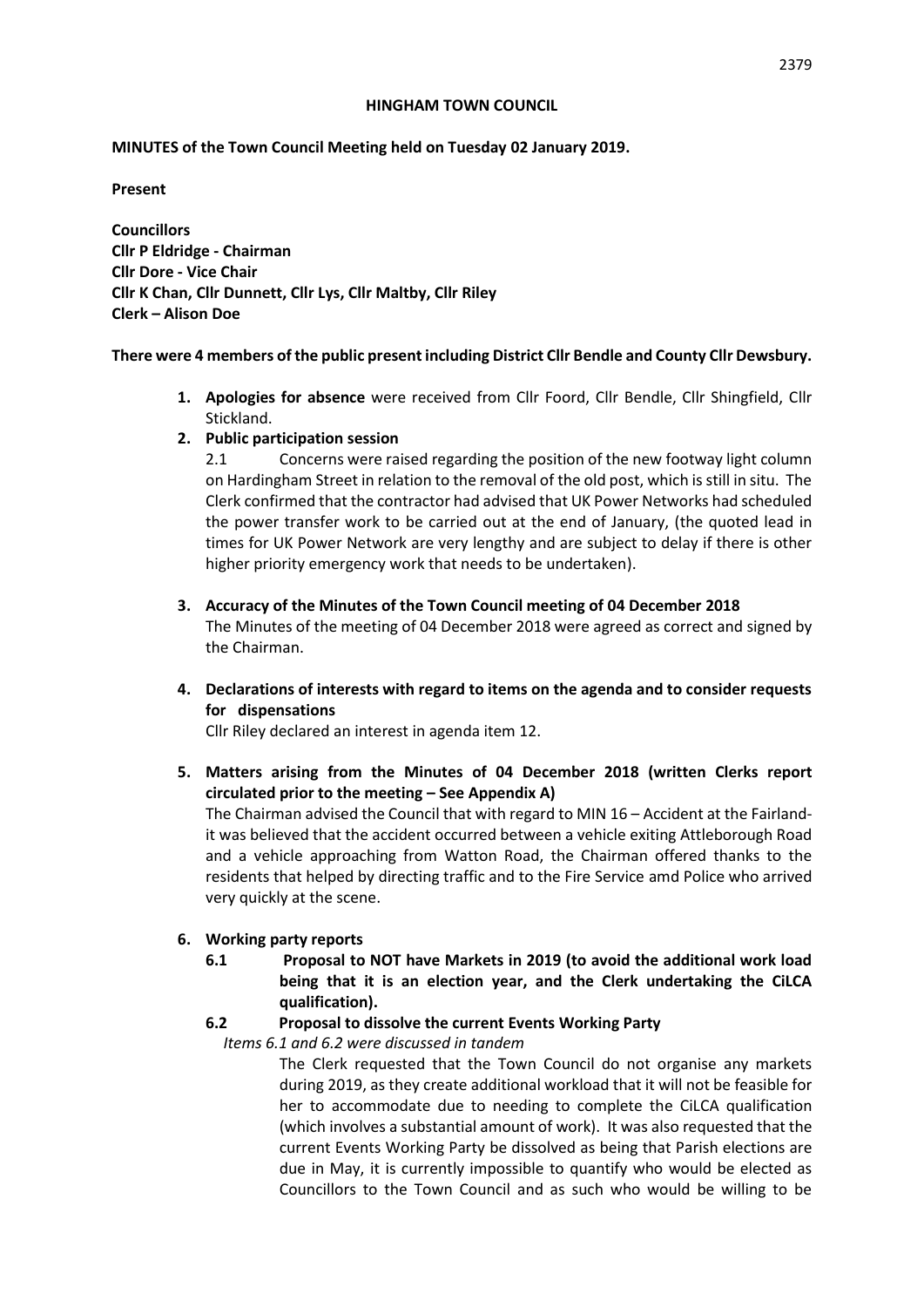**HINGHAM TOWN COUNCIL**

**MINUTES of the Town Council Meeting held on Tuesday 02 January 2019.**

**Present**

**Councillors**
**Cllr P Eldridge - Chairman**
**Cllr Dore - Vice Chair**
**Cllr K Chan, Cllr Dunnett, Cllr Lys, Cllr Maltby, Cllr Riley**
**Clerk – Alison Doe**

**There were 4 members of the public present including District Cllr Bendle and County Cllr Dewsbury.**

1. **Apologies for absence** were received from Cllr Foord, Cllr Bendle, Cllr Shingfield, Cllr Stickland.
2. **Public participation session**

   2.1 Concerns were raised regarding the position of the new footway light column on Hardingham Street in relation to the removal of the old post, which is still in situ. The Clerk confirmed that the contractor had advised that UK Power Networks had scheduled the power transfer work to be carried out at the end of January, (the quoted lead in times for UK Power Network are very lengthy and are subject to delay if there is other higher priority emergency work that needs to be undertaken).

3. **Accuracy of the Minutes of the Town Council meeting of 04 December 2018**
   The Minutes of the meeting of 04 December 2018 were agreed as correct and signed by the Chairman.

4. **Declarations of interests with regard to items on the agenda and to consider requests for dispensations**
   Cllr Riley declared an interest in agenda item 12.

5. **Matters arising from the Minutes of 04 December 2018 (written Clerks report circulated prior to the meeting – See Appendix A)**
   The Chairman advised the Council that with regard to MIN 16 – Accident at the Fairland- it was believed that the accident occurred between a vehicle exiting Attleborough Road and a vehicle approaching from Watton Road, the Chairman offered thanks to the residents that helped by directing traffic and to the Fire Service amd Police who arrived very quickly at the scene.

6. **Working party reports**

   **6.1 Proposal to NOT have Markets in 2019 (to avoid the additional work load being that it is an election year, and the Clerk undertaking the CiLCA qualification).**

   **6.2 Proposal to dissolve the current Events Working Party**

   *Items 6.1 and 6.2 were discussed in tandem*

   The Clerk requested that the Town Council do not organise any markets during 2019, as they create additional workload that it will not be feasible for her to accommodate due to needing to complete the CiLCA qualification (which involves a substantial amount of work). It was also requested that the current Events Working Party be dissolved as being that Parish elections are due in May, it is currently impossible to quantify who would be elected as Councillors to the Town Council and as such who would be willing to be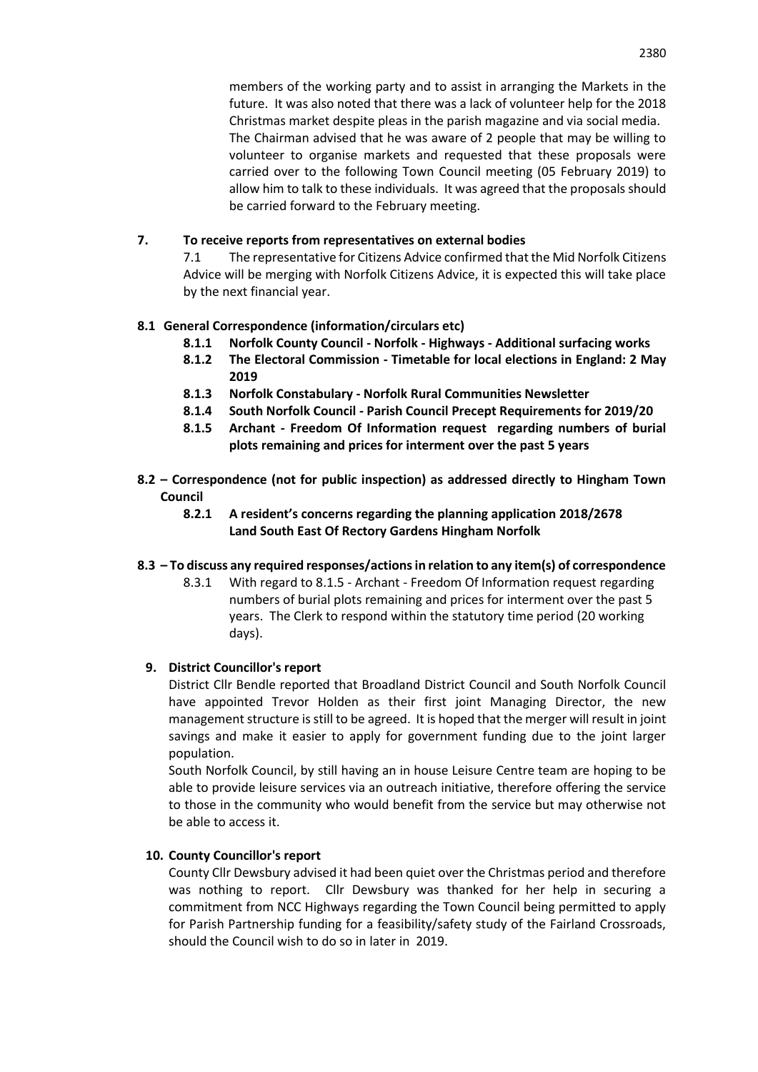members of the working party and to assist in arranging the Markets in the future. It was also noted that there was a lack of volunteer help for the 2018 Christmas market despite pleas in the parish magazine and via social media. The Chairman advised that he was aware of 2 people that may be willing to volunteer to organise markets and requested that these proposals were carried over to the following Town Council meeting (05 February 2019) to allow him to talk to these individuals. It was agreed that the proposals should be carried forward to the February meeting.

**7. To receive reports from representatives on external bodies**

7.1 The representative for Citizens Advice confirmed that the Mid Norfolk Citizens Advice will be merging with Norfolk Citizens Advice, it is expected this will take place by the next financial year.

**8.1 General Correspondence (information/circulars etc)**

- **8.1.1 Norfolk County Council - Norfolk - Highways - Additional surfacing works**
- **8.1.2 The Electoral Commission - Timetable for local elections in England: 2 May 2019**
- **8.1.3 Norfolk Constabulary - Norfolk Rural Communities Newsletter**
- **8.1.4 South Norfolk Council - Parish Council Precept Requirements for 2019/20**
- **8.1.5 Archant - Freedom Of Information request regarding numbers of burial plots remaining and prices for interment over the past 5 years**

**8.2 – Correspondence (not for public inspection) as addressed directly to Hingham Town Council**

- **8.2.1 A resident's concerns regarding the planning application 2018/2678 Land South East Of Rectory Gardens Hingham Norfolk**

**8.3 – To discuss any required responses/actions in relation to any item(s) of correspondence**

8.3.1 With regard to 8.1.5 - Archant - Freedom Of Information request regarding numbers of burial plots remaining and prices for interment over the past 5 years. The Clerk to respond within the statutory time period (20 working days).

**9. District Councillor's report**

District Cllr Bendle reported that Broadland District Council and South Norfolk Council have appointed Trevor Holden as their first joint Managing Director, the new management structure is still to be agreed. It is hoped that the merger will result in joint savings and make it easier to apply for government funding due to the joint larger population.

South Norfolk Council, by still having an in house Leisure Centre team are hoping to be able to provide leisure services via an outreach initiative, therefore offering the service to those in the community who would benefit from the service but may otherwise not be able to access it.

**10. County Councillor's report**

County Cllr Dewsbury advised it had been quiet over the Christmas period and therefore was nothing to report. Cllr Dewsbury was thanked for her help in securing a commitment from NCC Highways regarding the Town Council being permitted to apply for Parish Partnership funding for a feasibility/safety study of the Fairland Crossroads, should the Council wish to do so in later in 2019.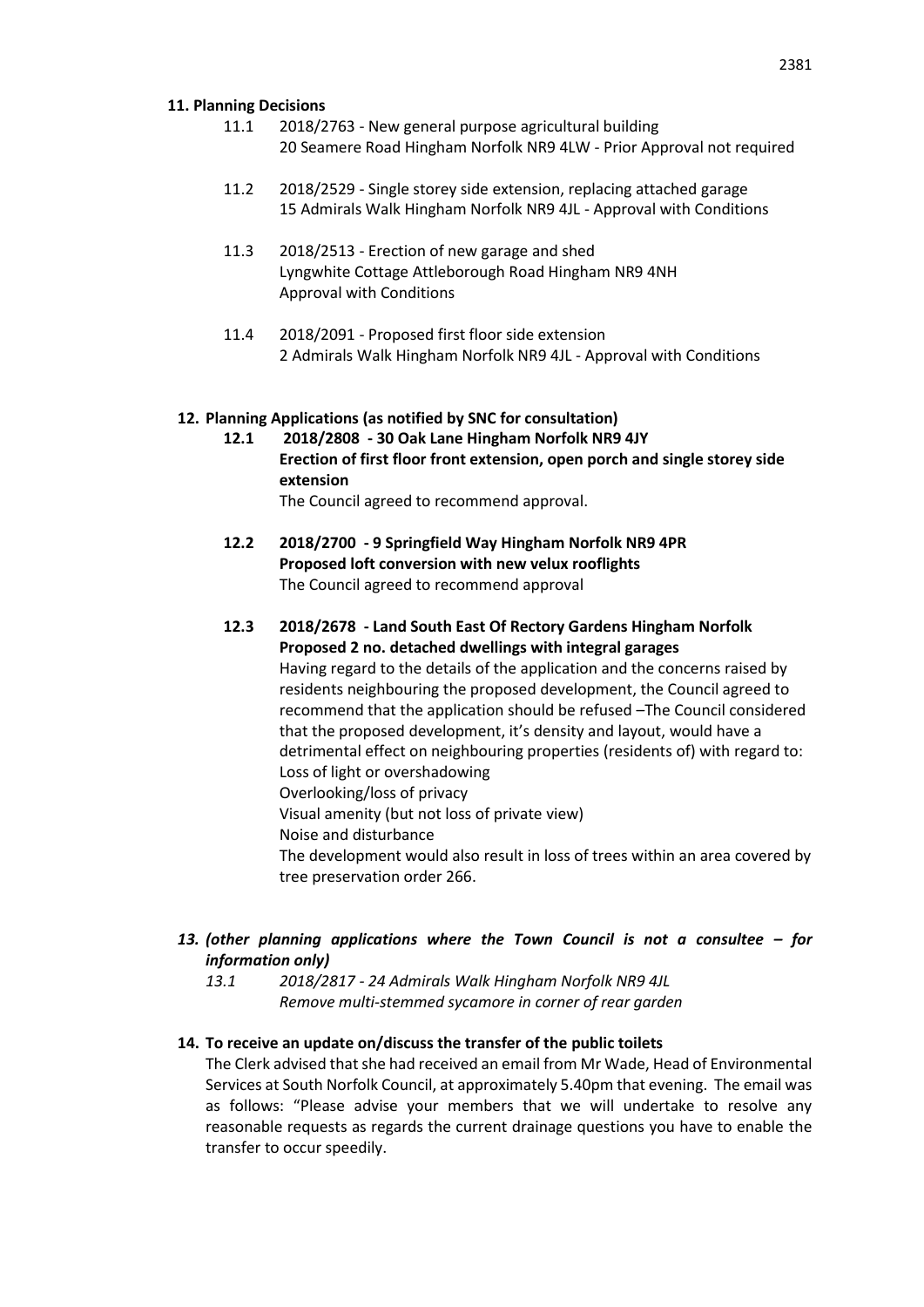**11. Planning Decisions**

11.1 2018/2763 - New general purpose agricultural building
20 Seamere Road Hingham Norfolk NR9 4LW - Prior Approval not required

11.2 2018/2529 - Single storey side extension, replacing attached garage
15 Admirals Walk Hingham Norfolk NR9 4JL - Approval with Conditions

11.3 2018/2513 - Erection of new garage and shed
Lyngwhite Cottage Attleborough Road Hingham NR9 4NH
Approval with Conditions

11.4 2018/2091 - Proposed first floor side extension
2 Admirals Walk Hingham Norfolk NR9 4JL - Approval with Conditions

**12. Planning Applications (as notified by SNC for consultation)**

**12.1 2018/2808 - 30 Oak Lane Hingham Norfolk NR9 4JY**
**Erection of first floor front extension, open porch and single storey side extension**
The Council agreed to recommend approval.

**12.2 2018/2700 - 9 Springfield Way Hingham Norfolk NR9 4PR**
**Proposed loft conversion with new velux rooflights**
The Council agreed to recommend approval

**12.3 2018/2678 - Land South East Of Rectory Gardens Hingham Norfolk**
**Proposed 2 no. detached dwellings with integral garages**
Having regard to the details of the application and the concerns raised by residents neighbouring the proposed development, the Council agreed to recommend that the application should be refused –The Council considered that the proposed development, it's density and layout, would have a detrimental effect on neighbouring properties (residents of) with regard to:
Loss of light or overshadowing
Overlooking/loss of privacy
Visual amenity (but not loss of private view)
Noise and disturbance
The development would also result in loss of trees within an area covered by tree preservation order 266.

***13. (other planning applications where the Town Council is not a consultee – for information only)***

*13.1 2018/2817 - 24 Admirals Walk Hingham Norfolk NR9 4JL*
*Remove multi-stemmed sycamore in corner of rear garden*

**14. To receive an update on/discuss the transfer of the public toilets**

The Clerk advised that she had received an email from Mr Wade, Head of Environmental Services at South Norfolk Council, at approximately 5.40pm that evening. The email was as follows: "Please advise your members that we will undertake to resolve any reasonable requests as regards the current drainage questions you have to enable the transfer to occur speedily.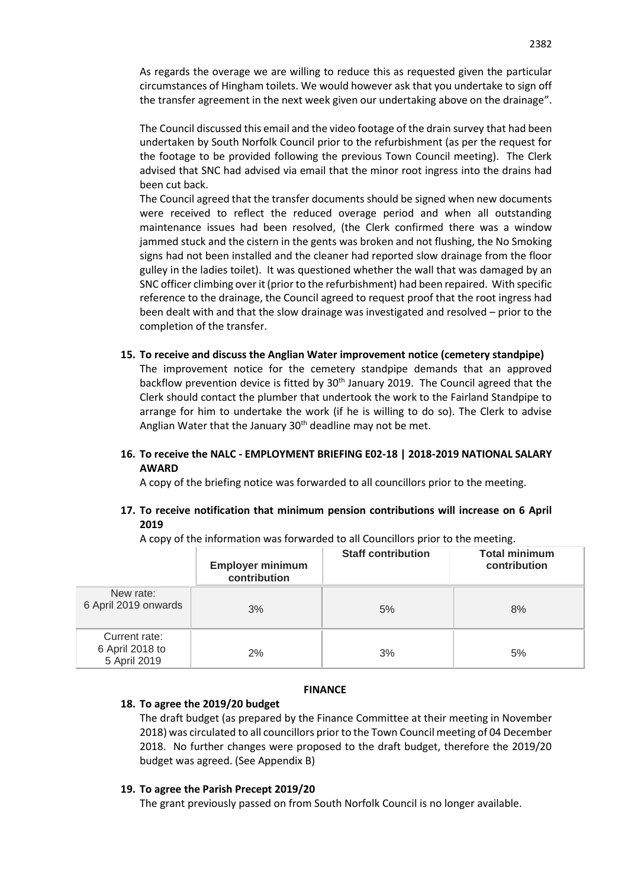As regards the overage we are willing to reduce this as requested given the particular circumstances of Hingham toilets. We would however ask that you undertake to sign off the transfer agreement in the next week given our undertaking above on the drainage".

The Council discussed this email and the video footage of the drain survey that had been undertaken by South Norfolk Council prior to the refurbishment (as per the request for the footage to be provided following the previous Town Council meeting). The Clerk advised that SNC had advised via email that the minor root ingress into the drains had been cut back.

The Council agreed that the transfer documents should be signed when new documents were received to reflect the reduced overage period and when all outstanding maintenance issues had been resolved, (the Clerk confirmed there was a window jammed stuck and the cistern in the gents was broken and not flushing, the No Smoking signs had not been installed and the cleaner had reported slow drainage from the floor gulley in the ladies toilet). It was questioned whether the wall that was damaged by an SNC officer climbing over it (prior to the refurbishment) had been repaired. With specific reference to the drainage, the Council agreed to request proof that the root ingress had been dealt with and that the slow drainage was investigated and resolved – prior to the completion of the transfer.

**15. To receive and discuss the Anglian Water improvement notice (cemetery standpipe)**

The improvement notice for the cemetery standpipe demands that an approved backflow prevention device is fitted by 30th January 2019. The Council agreed that the Clerk should contact the plumber that undertook the work to the Fairland Standpipe to arrange for him to undertake the work (if he is willing to do so). The Clerk to advise Anglian Water that the January 30th deadline may not be met.

**16. To receive the NALC - EMPLOYMENT BRIEFING E02-18 | 2018-2019 NATIONAL SALARY AWARD**

A copy of the briefing notice was forwarded to all councillors prior to the meeting.

**17. To receive notification that minimum pension contributions will increase on 6 April 2019**

A copy of the information was forwarded to all Councillors prior to the meeting.

| | Employer minimum contribution | Staff contribution | Total minimum contribution |
|---|---|---|---|
| New rate: 6 April 2019 onwards | 3% | 5% | 8% |
| Current rate: 6 April 2018 to 5 April 2019 | 2% | 3% | 5% |

**FINANCE**

**18. To agree the 2019/20 budget**

The draft budget (as prepared by the Finance Committee at their meeting in November 2018) was circulated to all councillors prior to the Town Council meeting of 04 December 2018. No further changes were proposed to the draft budget, therefore the 2019/20 budget was agreed. (See Appendix B)

**19. To agree the Parish Precept 2019/20**

The grant previously passed on from South Norfolk Council is no longer available.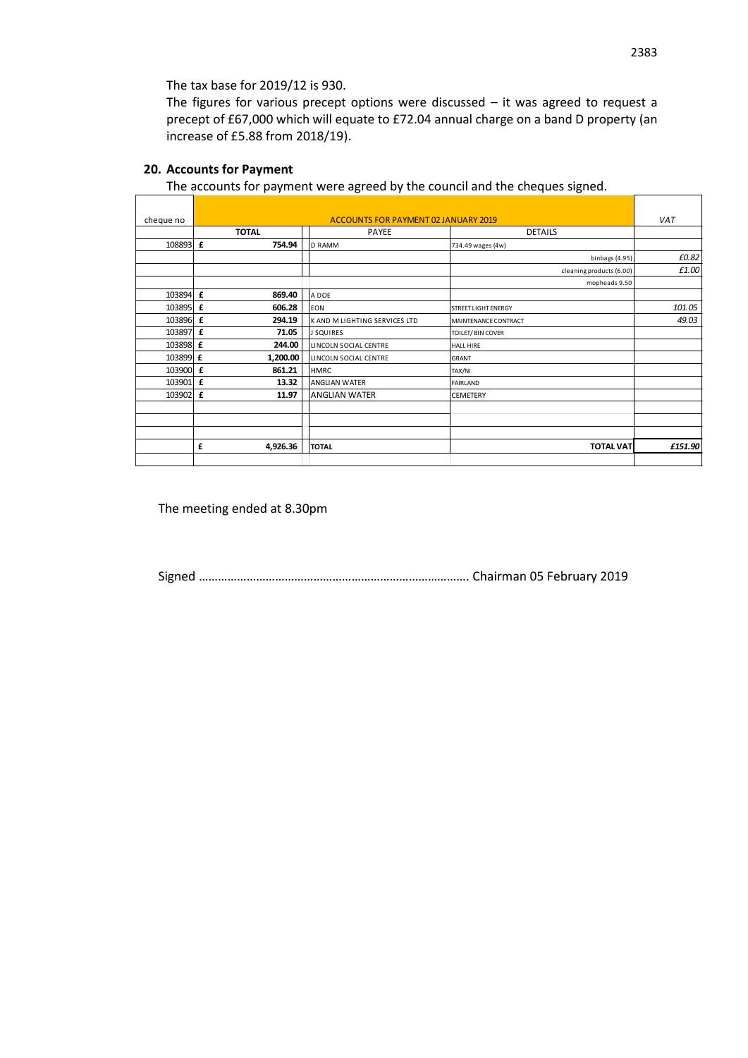The tax base for 2019/12 is 930.

The figures for various precept options were discussed – it was agreed to request a precept of £67,000 which will equate to £72.04 annual charge on a band D property (an increase of £5.88 from 2018/19).

## 20. Accounts for Payment

The accounts for payment were agreed by the council and the cheques signed.

| cheque no | ACCOUNTS FOR PAYMENT 02 JANUARY 2019 | | | VAT |
|---|---|---|---|---|
| | **TOTAL** | PAYEE | DETAILS | |
| 108893 | £ **754.94** | D RAMM | 734.49 wages (4w) | |
| | | | binbags (4.95) | £0.82 |
| | | | cleaning products (6.00) | £1.00 |
| | | | mopheads 9.50 | |
| 103894 | £ **869.40** | A DOE | | |
| 103895 | £ **606.28** | EON | STREET LIGHT ENERGY | 101.05 |
| 103896 | £ **294.19** | K AND M LIGHTING SERVICES LTD | MAINTENANCE CONTRACT | 49.03 |
| 103897 | £ **71.05** | J SQUIRES | TOILET/ BIN COVER | |
| 103898 | £ **244.00** | LINCOLN SOCIAL CENTRE | HALL HIRE | |
| 103899 | £ **1,200.00** | LINCOLN SOCIAL CENTRE | GRANT | |
| 103900 | £ **861.21** | HMRC | TAX/NI | |
| 103901 | £ **13.32** | ANGLIAN WATER | FAIRLAND | |
| 103902 | £ **11.97** | ANGLIAN WATER | CEMETERY | |
| | | | | |
| | | | | |
| | | | | |
| | £ **4,926.36** | **TOTAL** | **TOTAL VAT** | ***£151.90*** |

The meeting ended at 8.30pm

Signed ………………………………………………………………………. Chairman 05 February 2019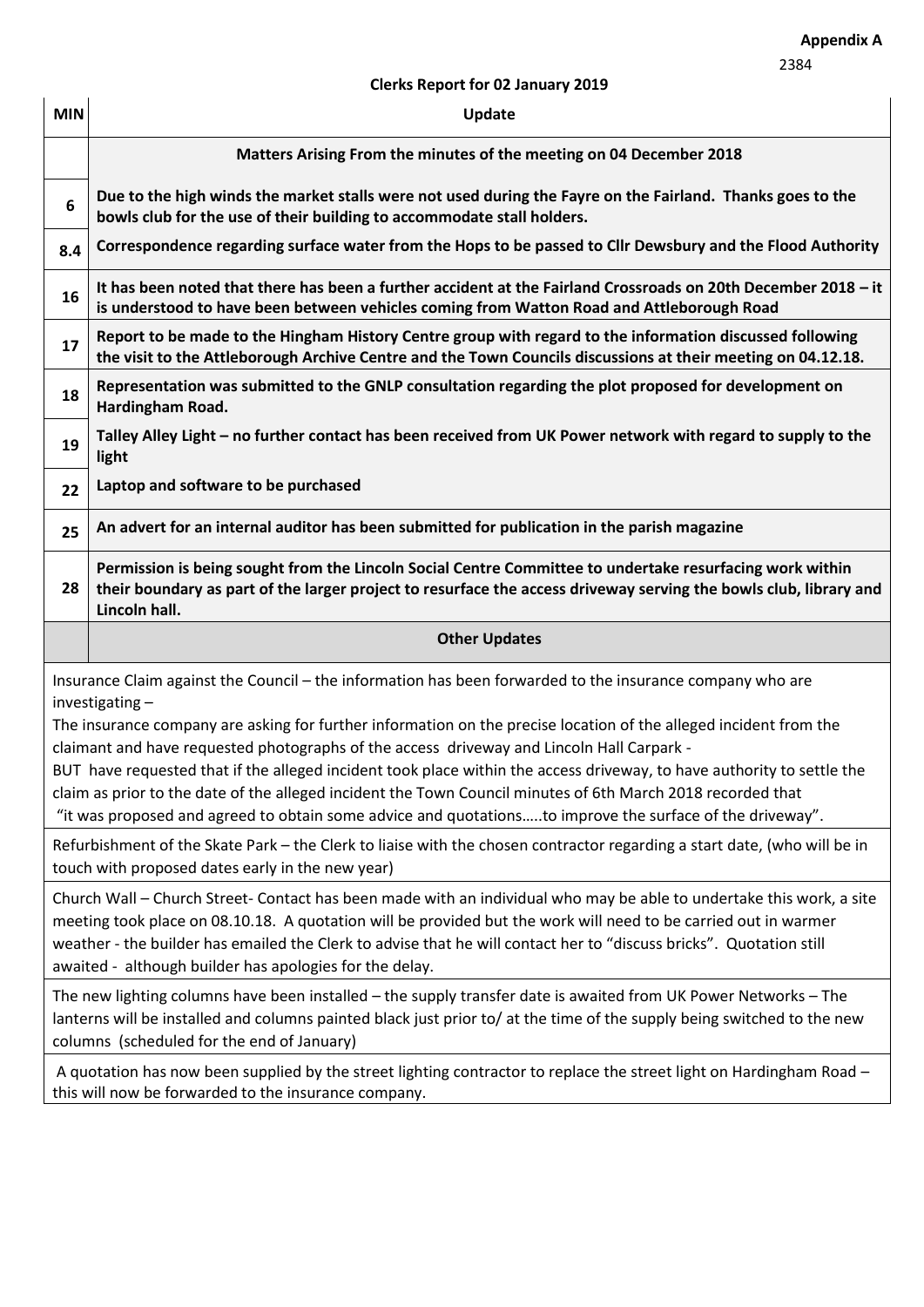**Appendix A**

2384

**Clerks Report for 02 January 2019**

| MIN | Update |
|---|---|
| | **Matters Arising From the minutes of the meeting on 04 December 2018** |
| 6 | **Due to the high winds the market stalls were not used during the Fayre on the Fairland. Thanks goes to the bowls club for the use of their building to accommodate stall holders.** |
| 8.4 | **Correspondence regarding surface water from the Hops to be passed to Cllr Dewsbury and the Flood Authority** |
| 16 | **It has been noted that there has been a further accident at the Fairland Crossroads on 20th December 2018 – it is understood to have been between vehicles coming from Watton Road and Attleborough Road** |
| 17 | **Report to be made to the Hingham History Centre group with regard to the information discussed following the visit to the Attleborough Archive Centre and the Town Councils discussions at their meeting on 04.12.18.** |
| 18 | **Representation was submitted to the GNLP consultation regarding the plot proposed for development on Hardingham Road.** |
| 19 | **Talley Alley Light – no further contact has been received from UK Power network with regard to supply to the light** |
| 22 | **Laptop and software to be purchased** |
| 25 | **An advert for an internal auditor has been submitted for publication in the parish magazine** |
| 28 | **Permission is being sought from the Lincoln Social Centre Committee to undertake resurfacing work within their boundary as part of the larger project to resurface the access driveway serving the bowls club, library and Lincoln hall.** |
| | **Other Updates** |

Insurance Claim against the Council – the information has been forwarded to the insurance company who are investigating –
The insurance company are asking for further information on the precise location of the alleged incident from the claimant and have requested photographs of the access driveway and Lincoln Hall Carpark -
BUT have requested that if the alleged incident took place within the access driveway, to have authority to settle the claim as prior to the date of the alleged incident the Town Council minutes of 6th March 2018 recorded that
"it was proposed and agreed to obtain some advice and quotations…..to improve the surface of the driveway".

Refurbishment of the Skate Park – the Clerk to liaise with the chosen contractor regarding a start date, (who will be in touch with proposed dates early in the new year)

Church Wall – Church Street- Contact has been made with an individual who may be able to undertake this work, a site meeting took place on 08.10.18. A quotation will be provided but the work will need to be carried out in warmer weather - the builder has emailed the Clerk to advise that he will contact her to "discuss bricks". Quotation still awaited - although builder has apologies for the delay.

The new lighting columns have been installed – the supply transfer date is awaited from UK Power Networks – The lanterns will be installed and columns painted black just prior to/ at the time of the supply being switched to the new columns (scheduled for the end of January)

A quotation has now been supplied by the street lighting contractor to replace the street light on Hardingham Road – this will now be forwarded to the insurance company.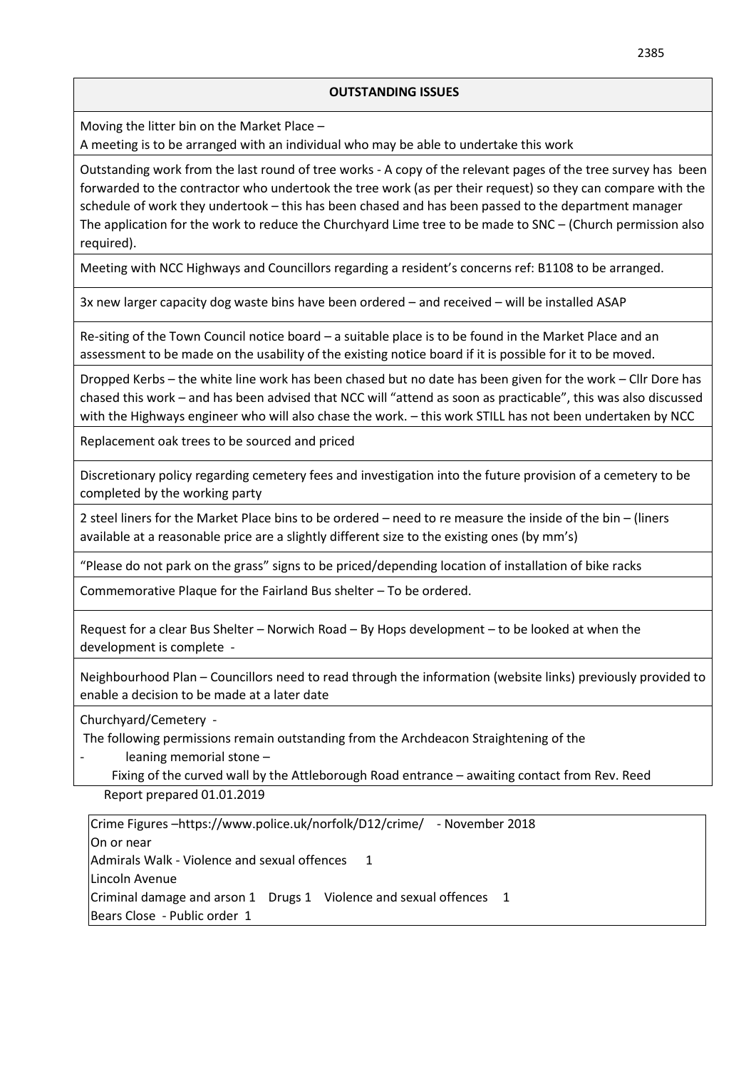| **OUTSTANDING ISSUES** |
|---|
| Moving the litter bin on the Market Place – A meeting is to be arranged with an individual who may be able to undertake this work |
| Outstanding work from the last round of tree works - A copy of the relevant pages of the tree survey has been forwarded to the contractor who undertook the tree work (as per their request) so they can compare with the schedule of work they undertook – this has been chased and has been passed to the department manager The application for the work to reduce the Churchyard Lime tree to be made to SNC – (Church permission also required). |
| Meeting with NCC Highways and Councillors regarding a resident's concerns ref: B1108 to be arranged. |
| 3x new larger capacity dog waste bins have been ordered – and received – will be installed ASAP |
| Re-siting of the Town Council notice board – a suitable place is to be found in the Market Place and an assessment to be made on the usability of the existing notice board if it is possible for it to be moved. |
| Dropped Kerbs – the white line work has been chased but no date has been given for the work – Cllr Dore has chased this work – and has been advised that NCC will "attend as soon as practicable", this was also discussed with the Highways engineer who will also chase the work. – this work STILL has not been undertaken by NCC |
| Replacement oak trees to be sourced and priced |
| Discretionary policy regarding cemetery fees and investigation into the future provision of a cemetery to be completed by the working party |
| 2 steel liners for the Market Place bins to be ordered – need to re measure the inside of the bin – (liners available at a reasonable price are a slightly different size to the existing ones (by mm's) |
| "Please do not park on the grass" signs to be priced/depending location of installation of bike racks |
| Commemorative Plaque for the Fairland Bus shelter – To be ordered. |
| Request for a clear Bus Shelter – Norwich Road – By Hops development – to be looked at when the development is complete - |
| Neighbourhood Plan – Councillors need to read through the information (website links) previously provided to enable a decision to be made at a later date |
| Churchyard/Cemetery - The following permissions remain outstanding from the Archdeacon Straightening of the - leaning memorial stone – Fixing of the curved wall by the Attleborough Road entrance – awaiting contact from Rev. Reed |

Report prepared 01.01.2019

Crime Figures –https://www.police.uk/norfolk/D12/crime/ - November 2018

On or near

Admirals Walk - Violence and sexual offences 1

Lincoln Avenue

Criminal damage and arson 1 Drugs 1 Violence and sexual offences 1

Bears Close - Public order 1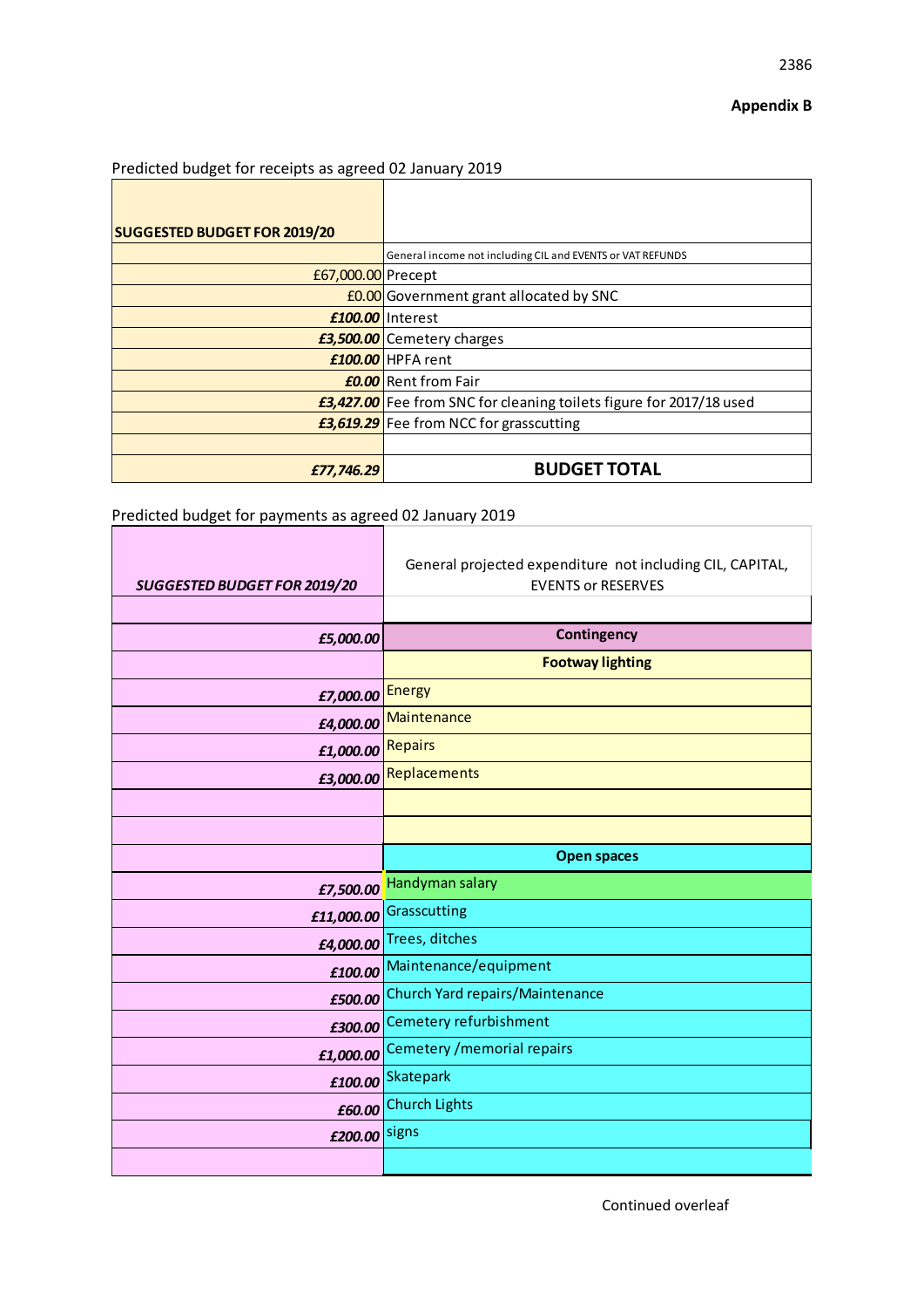**Appendix B**

Predicted budget for receipts as agreed 02 January 2019

| SUGGESTED BUDGET FOR 2019/20 | |
|---|---|
| | General income not including CIL and EVENTS or VAT REFUNDS |
| £67,000.00 | Precept |
| £0.00 | Government grant allocated by SNC |
| *£100.00* | Interest |
| *£3,500.00* | Cemetery charges |
| *£100.00* | HPFA rent |
| *£0.00* | Rent from Fair |
| *£3,427.00* | Fee from SNC for cleaning toilets figure for 2017/18 used |
| *£3,619.29* | Fee from NCC for grasscutting |
| | |
| *£77,746.29* | **BUDGET TOTAL** |

Predicted budget for payments as agreed 02 January 2019

| *SUGGESTED BUDGET FOR 2019/20* | General projected expenditure not including CIL, CAPITAL, EVENTS or RESERVES |
|---|---|
| | |
| *£5,000.00* | **Contingency** |
| | **Footway lighting** |
| *£7,000.00* | Energy |
| *£4,000.00* | Maintenance |
| *£1,000.00* | Repairs |
| *£3,000.00* | Replacements |
| | |
| | |
| | **Open spaces** |
| *£7,500.00* | Handyman salary |
| *£11,000.00* | Grasscutting |
| *£4,000.00* | Trees, ditches |
| *£100.00* | Maintenance/equipment |
| *£500.00* | Church Yard repairs/Maintenance |
| *£300.00* | Cemetery refurbishment |
| *£1,000.00* | Cemetery /memorial repairs |
| *£100.00* | Skatepark |
| *£60.00* | Church Lights |
| *£200.00* | signs |
| | |

Continued overleaf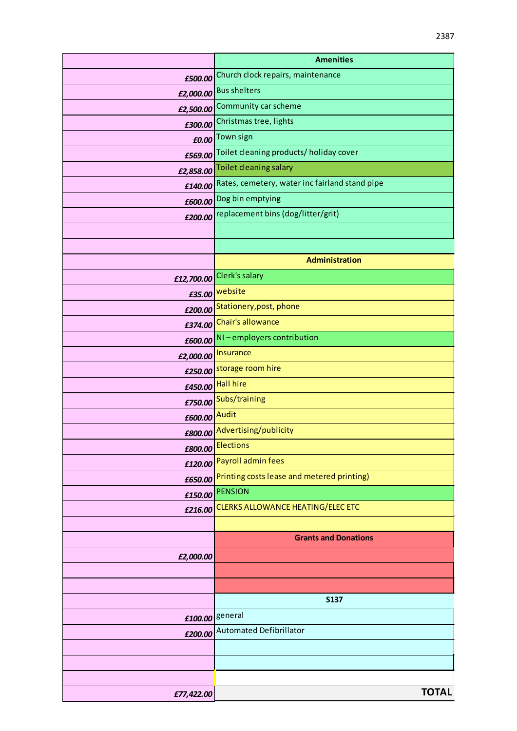| | |
|---|---|
| | **Amenities** |
| *£500.00* | Church clock repairs, maintenance |
| *£2,000.00* | Bus shelters |
| *£2,500.00* | Community car scheme |
| *£300.00* | Christmas tree, lights |
| *£0.00* | Town sign |
| *£569.00* | Toilet cleaning products/ holiday cover |
| *£2,858.00* | Toilet cleaning salary |
| *£140.00* | Rates, cemetery, water inc fairland stand pipe |
| *£600.00* | Dog bin emptying |
| *£200.00* | replacement bins (dog/litter/grit) |
| | |
| | |
| | **Administration** |
| *£12,700.00* | Clerk's salary |
| *£35.00* | website |
| *£200.00* | Stationery,post, phone |
| *£374.00* | Chair's allowance |
| *£600.00* | NI – employers contribution |
| *£2,000.00* | Insurance |
| *£250.00* | storage room hire |
| *£450.00* | Hall hire |
| *£750.00* | Subs/training |
| *£600.00* | Audit |
| *£800.00* | Advertising/publicity |
| *£800.00* | Elections |
| *£120.00* | Payroll admin fees |
| *£650.00* | Printing costs lease and metered printing) |
| *£150.00* | PENSION |
| *£216.00* | CLERKS ALLOWANCE HEATING/ELEC ETC |
| | |
| | **Grants and Donations** |
| *£2,000.00* | |
| | |
| | |
| | **S137** |
| *£100.00* | general |
| *£200.00* | Automated Defibrillator |
| | |
| | |
| | |
| *£77,422.00* | **TOTAL** |